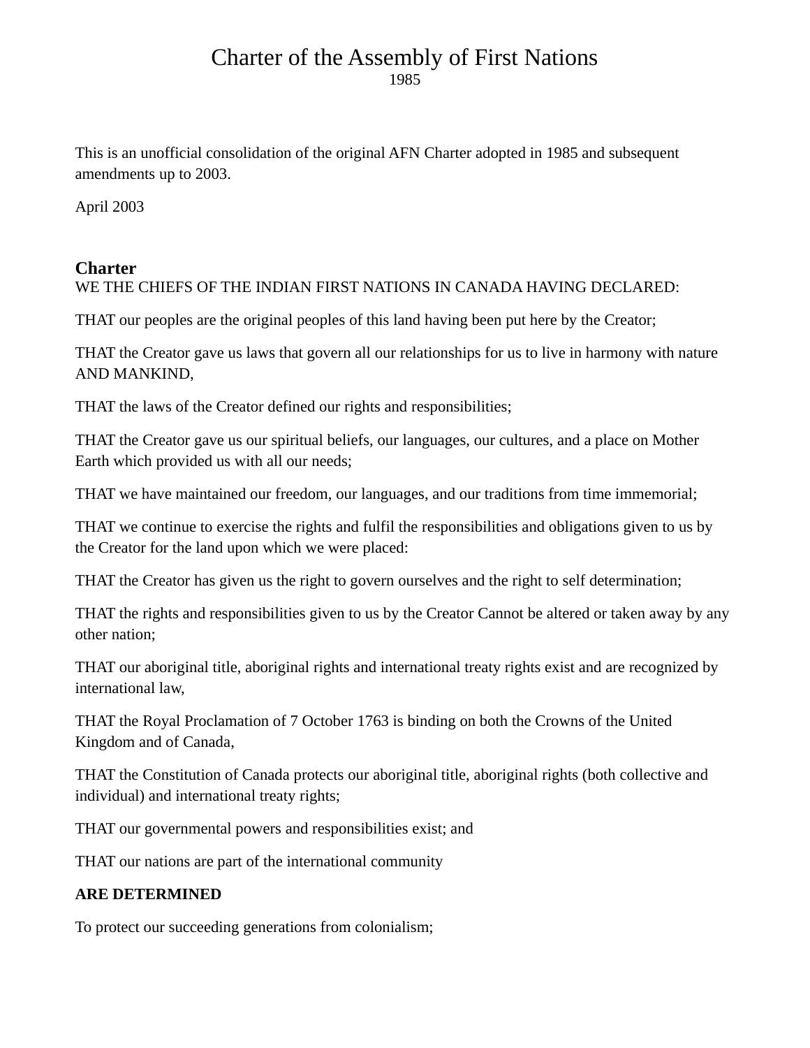# Charter of the Assembly of First Nations

1985

This is an unofficial consolidation of the original AFN Charter adopted in 1985 and subsequent amendments up to 2003.

April 2003

## Charter

WE THE CHIEFS OF THE INDIAN FIRST NATIONS IN CANADA HAVING DECLARED:

THAT our peoples are the original peoples of this land having been put here by the Creator;

THAT the Creator gave us laws that govern all our relationships for us to live in harmony with nature AND MANKIND,

THAT the laws of the Creator defined our rights and responsibilities;

THAT the Creator gave us our spiritual beliefs, our languages, our cultures, and a place on Mother Earth which provided us with all our needs;

THAT we have maintained our freedom, our languages, and our traditions from time immemorial;

THAT we continue to exercise the rights and fulfil the responsibilities and obligations given to us by the Creator for the land upon which we were placed:

THAT the Creator has given us the right to govern ourselves and the right to self determination;

THAT the rights and responsibilities given to us by the Creator Cannot be altered or taken away by any other nation;

THAT our aboriginal title, aboriginal rights and international treaty rights exist and are recognized by international law,

THAT the Royal Proclamation of 7 October 1763 is binding on both the Crowns of the United Kingdom and of Canada,

THAT the Constitution of Canada protects our aboriginal title, aboriginal rights (both collective and individual) and international treaty rights;

THAT our governmental powers and responsibilities exist; and

THAT our nations are part of the international community

**ARE DETERMINED**

To protect our succeeding generations from colonialism;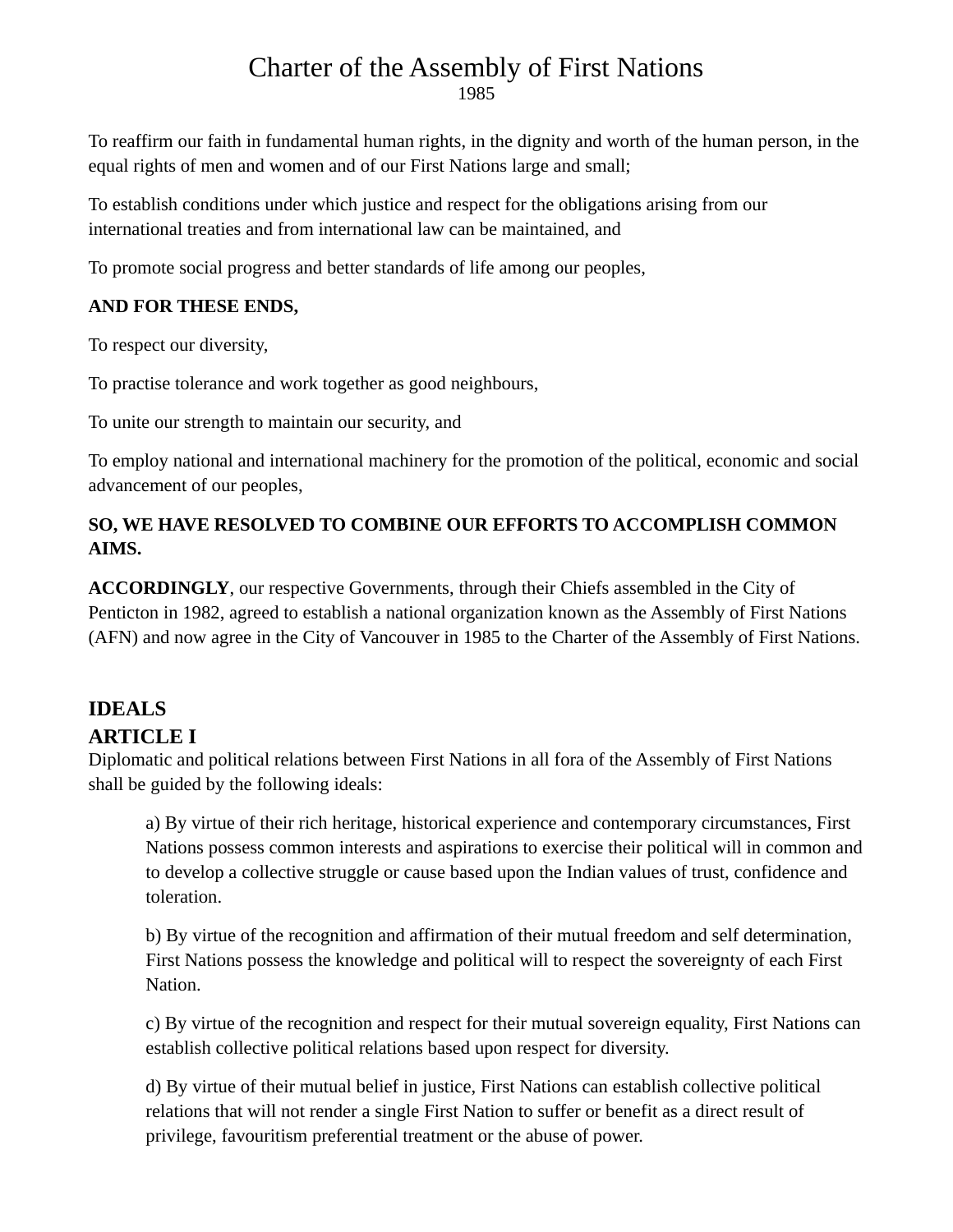# Charter of the Assembly of First Nations

1985

To reaffirm our faith in fundamental human rights, in the dignity and worth of the human person, in the equal rights of men and women and of our First Nations large and small;

To establish conditions under which justice and respect for the obligations arising from our international treaties and from international law can be maintained, and

To promote social progress and better standards of life among our peoples,

**AND FOR THESE ENDS,**

To respect our diversity,

To practise tolerance and work together as good neighbours,

To unite our strength to maintain our security, and

To employ national and international machinery for the promotion of the political, economic and social advancement of our peoples,

**SO, WE HAVE RESOLVED TO COMBINE OUR EFFORTS TO ACCOMPLISH COMMON AIMS.**

**ACCORDINGLY**, our respective Governments, through their Chiefs assembled in the City of Penticton in 1982, agreed to establish a national organization known as the Assembly of First Nations (AFN) and now agree in the City of Vancouver in 1985 to the Charter of the Assembly of First Nations.

## IDEALS

## ARTICLE I

Diplomatic and political relations between First Nations in all fora of the Assembly of First Nations shall be guided by the following ideals:

> a) By virtue of their rich heritage, historical experience and contemporary circumstances, First Nations possess common interests and aspirations to exercise their political will in common and to develop a collective struggle or cause based upon the Indian values of trust, confidence and toleration.
>
> b) By virtue of the recognition and affirmation of their mutual freedom and self determination, First Nations possess the knowledge and political will to respect the sovereignty of each First Nation.
>
> c) By virtue of the recognition and respect for their mutual sovereign equality, First Nations can establish collective political relations based upon respect for diversity.
>
> d) By virtue of their mutual belief in justice, First Nations can establish collective political relations that will not render a single First Nation to suffer or benefit as a direct result of privilege, favouritism preferential treatment or the abuse of power.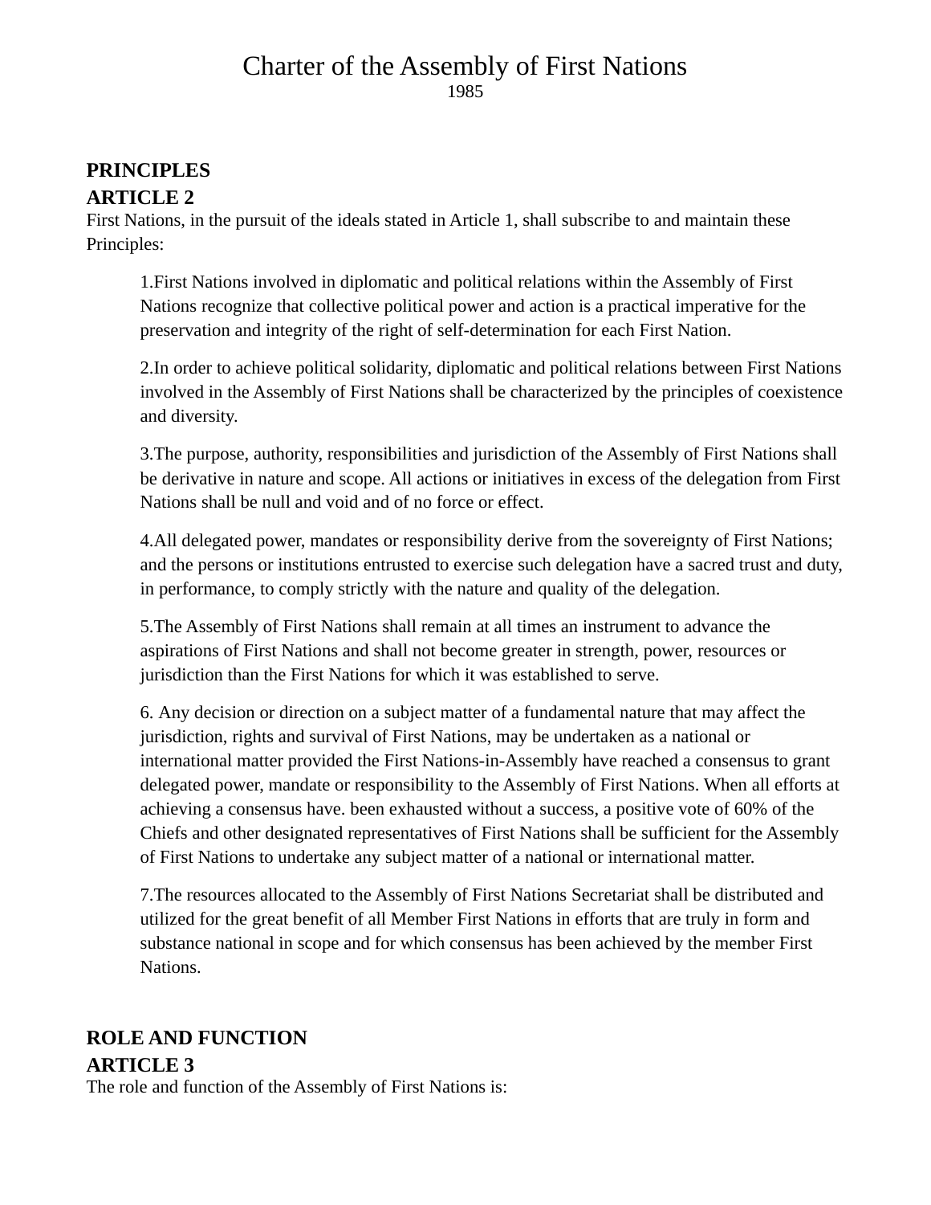# Charter of the Assembly of First Nations

1985

## PRINCIPLES

## ARTICLE 2

First Nations, in the pursuit of the ideals stated in Article 1, shall subscribe to and maintain these Principles:

1. First Nations involved in diplomatic and political relations within the Assembly of First Nations recognize that collective political power and action is a practical imperative for the preservation and integrity of the right of self-determination for each First Nation.

2. In order to achieve political solidarity, diplomatic and political relations between First Nations involved in the Assembly of First Nations shall be characterized by the principles of coexistence and diversity.

3. The purpose, authority, responsibilities and jurisdiction of the Assembly of First Nations shall be derivative in nature and scope. All actions or initiatives in excess of the delegation from First Nations shall be null and void and of no force or effect.

4. All delegated power, mandates or responsibility derive from the sovereignty of First Nations; and the persons or institutions entrusted to exercise such delegation have a sacred trust and duty, in performance, to comply strictly with the nature and quality of the delegation.

5. The Assembly of First Nations shall remain at all times an instrument to advance the aspirations of First Nations and shall not become greater in strength, power, resources or jurisdiction than the First Nations for which it was established to serve.

6. Any decision or direction on a subject matter of a fundamental nature that may affect the jurisdiction, rights and survival of First Nations, may be undertaken as a national or international matter provided the First Nations-in-Assembly have reached a consensus to grant delegated power, mandate or responsibility to the Assembly of First Nations. When all efforts at achieving a consensus have. been exhausted without a success, a positive vote of 60% of the Chiefs and other designated representatives of First Nations shall be sufficient for the Assembly of First Nations to undertake any subject matter of a national or international matter.

7. The resources allocated to the Assembly of First Nations Secretariat shall be distributed and utilized for the great benefit of all Member First Nations in efforts that are truly in form and substance national in scope and for which consensus has been achieved by the member First Nations.

## ROLE AND FUNCTION

## ARTICLE 3

The role and function of the Assembly of First Nations is: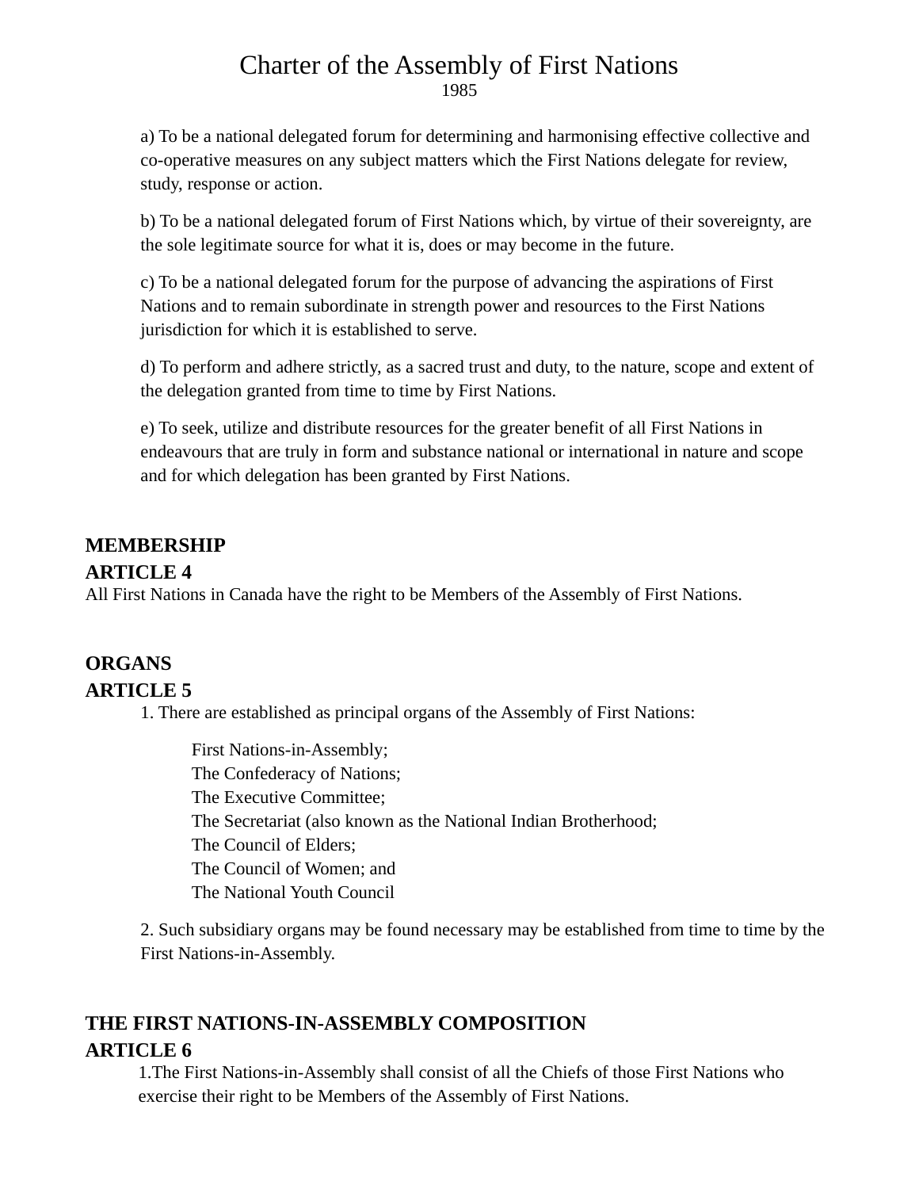# Charter of the Assembly of First Nations

1985

a) To be a national delegated forum for determining and harmonising effective collective and co-operative measures on any subject matters which the First Nations delegate for review, study, response or action.

b) To be a national delegated forum of First Nations which, by virtue of their sovereignty, are the sole legitimate source for what it is, does or may become in the future.

c) To be a national delegated forum for the purpose of advancing the aspirations of First Nations and to remain subordinate in strength power and resources to the First Nations jurisdiction for which it is established to serve.

d) To perform and adhere strictly, as a sacred trust and duty, to the nature, scope and extent of the delegation granted from time to time by First Nations.

e) To seek, utilize and distribute resources for the greater benefit of all First Nations in endeavours that are truly in form and substance national or international in nature and scope and for which delegation has been granted by First Nations.

## MEMBERSHIP

### ARTICLE 4

All First Nations in Canada have the right to be Members of the Assembly of First Nations.

## ORGANS

### ARTICLE 5

1. There are established as principal organs of the Assembly of First Nations:

   First Nations-in-Assembly;
   The Confederacy of Nations;
   The Executive Committee;
   The Secretariat (also known as the National Indian Brotherhood;
   The Council of Elders;
   The Council of Women; and
   The National Youth Council

2. Such subsidiary organs may be found necessary may be established from time to time by the First Nations-in-Assembly.

## THE FIRST NATIONS-IN-ASSEMBLY COMPOSITION

### ARTICLE 6

1.The First Nations-in-Assembly shall consist of all the Chiefs of those First Nations who exercise their right to be Members of the Assembly of First Nations.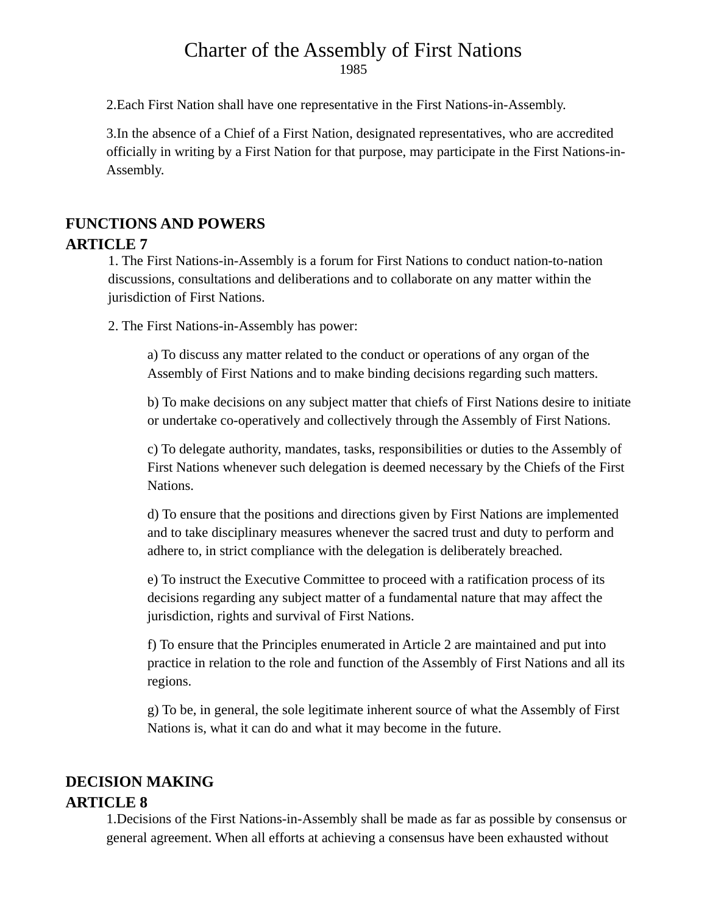2.Each First Nation shall have one representative in the First Nations-in-Assembly.

3.In the absence of a Chief of a First Nation, designated representatives, who are accredited officially in writing by a First Nation for that purpose, may participate in the First Nations-in-Assembly.

## FUNCTIONS AND POWERS
## ARTICLE 7

1. The First Nations-in-Assembly is a forum for First Nations to conduct nation-to-nation discussions, consultations and deliberations and to collaborate on any matter within the jurisdiction of First Nations.

2. The First Nations-in-Assembly has power:

   a) To discuss any matter related to the conduct or operations of any organ of the Assembly of First Nations and to make binding decisions regarding such matters.

   b) To make decisions on any subject matter that chiefs of First Nations desire to initiate or undertake co-operatively and collectively through the Assembly of First Nations.

   c) To delegate authority, mandates, tasks, responsibilities or duties to the Assembly of First Nations whenever such delegation is deemed necessary by the Chiefs of the First Nations.

   d) To ensure that the positions and directions given by First Nations are implemented and to take disciplinary measures whenever the sacred trust and duty to perform and adhere to, in strict compliance with the delegation is deliberately breached.

   e) To instruct the Executive Committee to proceed with a ratification process of its decisions regarding any subject matter of a fundamental nature that may affect the jurisdiction, rights and survival of First Nations.

   f) To ensure that the Principles enumerated in Article 2 are maintained and put into practice in relation to the role and function of the Assembly of First Nations and all its regions.

   g) To be, in general, the sole legitimate inherent source of what the Assembly of First Nations is, what it can do and what it may become in the future.

## DECISION MAKING
## ARTICLE 8

1.Decisions of the First Nations-in-Assembly shall be made as far as possible by consensus or general agreement. When all efforts at achieving a consensus have been exhausted without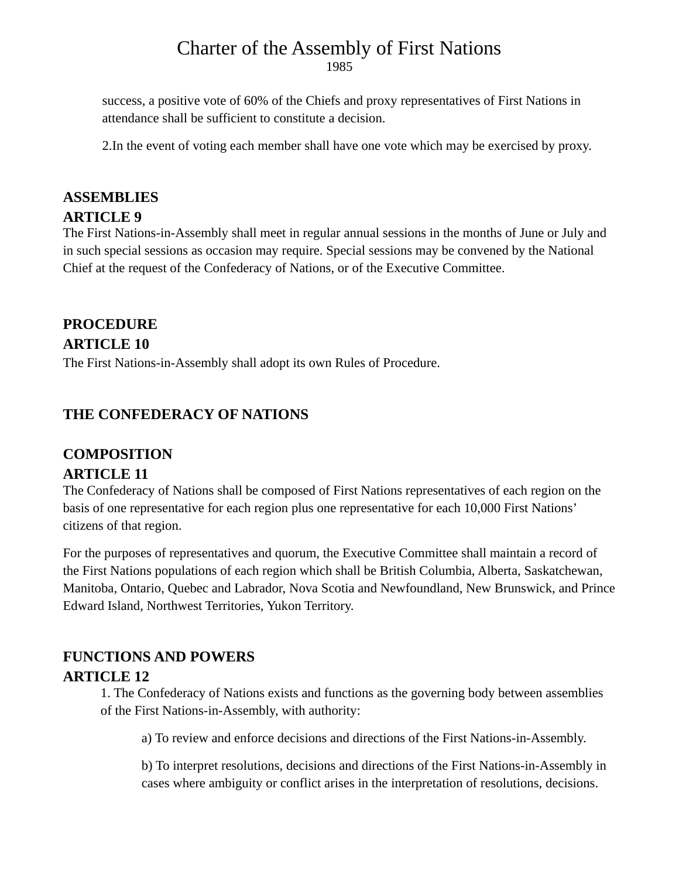success, a positive vote of 60% of the Chiefs and proxy representatives of First Nations in attendance shall be sufficient to constitute a decision.

2.In the event of voting each member shall have one vote which may be exercised by proxy.

## ASSEMBLIES

### ARTICLE 9

The First Nations-in-Assembly shall meet in regular annual sessions in the months of June or July and in such special sessions as occasion may require. Special sessions may be convened by the National Chief at the request of the Confederacy of Nations, or of the Executive Committee.

## PROCEDURE

### ARTICLE 10

The First Nations-in-Assembly shall adopt its own Rules of Procedure.

## THE CONFEDERACY OF NATIONS

## COMPOSITION

### ARTICLE 11

The Confederacy of Nations shall be composed of First Nations representatives of each region on the basis of one representative for each region plus one representative for each 10,000 First Nations' citizens of that region.

For the purposes of representatives and quorum, the Executive Committee shall maintain a record of the First Nations populations of each region which shall be British Columbia, Alberta, Saskatchewan, Manitoba, Ontario, Quebec and Labrador, Nova Scotia and Newfoundland, New Brunswick, and Prince Edward Island, Northwest Territories, Yukon Territory.

## FUNCTIONS AND POWERS

### ARTICLE 12

1. The Confederacy of Nations exists and functions as the governing body between assemblies of the First Nations-in-Assembly, with authority:

   a) To review and enforce decisions and directions of the First Nations-in-Assembly.

   b) To interpret resolutions, decisions and directions of the First Nations-in-Assembly in cases where ambiguity or conflict arises in the interpretation of resolutions, decisions.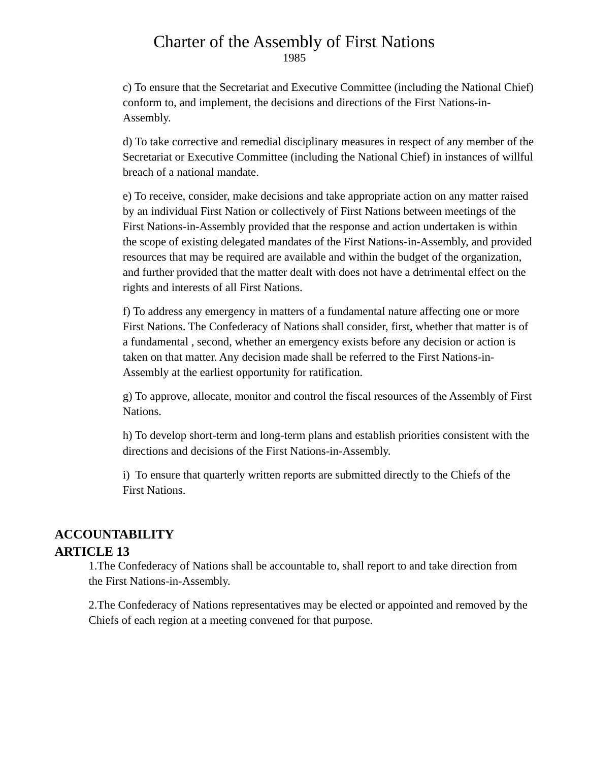c) To ensure that the Secretariat and Executive Committee (including the National Chief) conform to, and implement, the decisions and directions of the First Nations-in-Assembly.

d) To take corrective and remedial disciplinary measures in respect of any member of the Secretariat or Executive Committee (including the National Chief) in instances of willful breach of a national mandate.

e) To receive, consider, make decisions and take appropriate action on any matter raised by an individual First Nation or collectively of First Nations between meetings of the First Nations-in-Assembly provided that the response and action undertaken is within the scope of existing delegated mandates of the First Nations-in-Assembly, and provided resources that may be required are available and within the budget of the organization, and further provided that the matter dealt with does not have a detrimental effect on the rights and interests of all First Nations.

f) To address any emergency in matters of a fundamental nature affecting one or more First Nations. The Confederacy of Nations shall consider, first, whether that matter is of a fundamental , second, whether an emergency exists before any decision or action is taken on that matter. Any decision made shall be referred to the First Nations-in-Assembly at the earliest opportunity for ratification.

g) To approve, allocate, monitor and control the fiscal resources of the Assembly of First Nations.

h) To develop short-term and long-term plans and establish priorities consistent with the directions and decisions of the First Nations-in-Assembly.

i) To ensure that quarterly written reports are submitted directly to the Chiefs of the First Nations.

## ACCOUNTABILITY
## ARTICLE 13

1.The Confederacy of Nations shall be accountable to, shall report to and take direction from the First Nations-in-Assembly.

2.The Confederacy of Nations representatives may be elected or appointed and removed by the Chiefs of each region at a meeting convened for that purpose.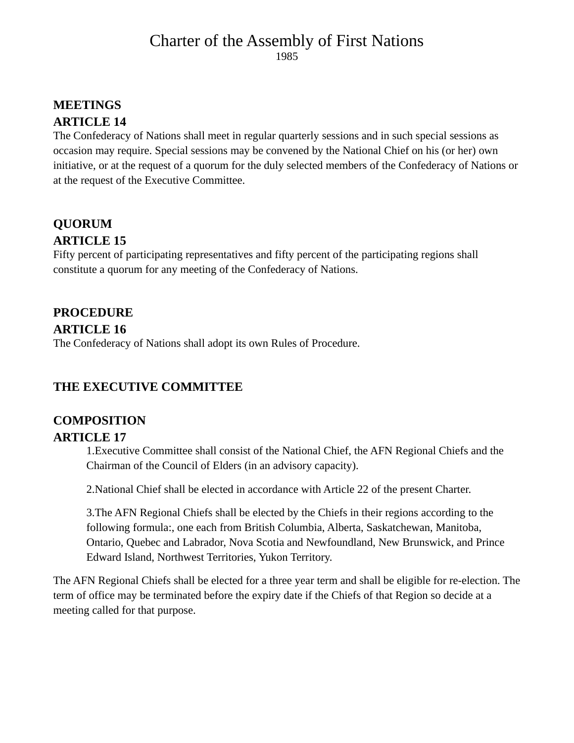# Charter of the Assembly of First Nations

1985

**MEETINGS**

**ARTICLE 14**

The Confederacy of Nations shall meet in regular quarterly sessions and in such special sessions as occasion may require. Special sessions may be convened by the National Chief on his (or her) own initiative, or at the request of a quorum for the duly selected members of the Confederacy of Nations or at the request of the Executive Committee.

**QUORUM**

**ARTICLE 15**

Fifty percent of participating representatives and fifty percent of the participating regions shall constitute a quorum for any meeting of the Confederacy of Nations.

**PROCEDURE**

**ARTICLE 16**

The Confederacy of Nations shall adopt its own Rules of Procedure.

**THE EXECUTIVE COMMITTEE**

**COMPOSITION**

**ARTICLE 17**

1.Executive Committee shall consist of the National Chief, the AFN Regional Chiefs and the Chairman of the Council of Elders (in an advisory capacity).

2.National Chief shall be elected in accordance with Article 22 of the present Charter.

3.The AFN Regional Chiefs shall be elected by the Chiefs in their regions according to the following formula:, one each from British Columbia, Alberta, Saskatchewan, Manitoba, Ontario, Quebec and Labrador, Nova Scotia and Newfoundland, New Brunswick, and Prince Edward Island, Northwest Territories, Yukon Territory.

The AFN Regional Chiefs shall be elected for a three year term and shall be eligible for re-election. The term of office may be terminated before the expiry date if the Chiefs of that Region so decide at a meeting called for that purpose.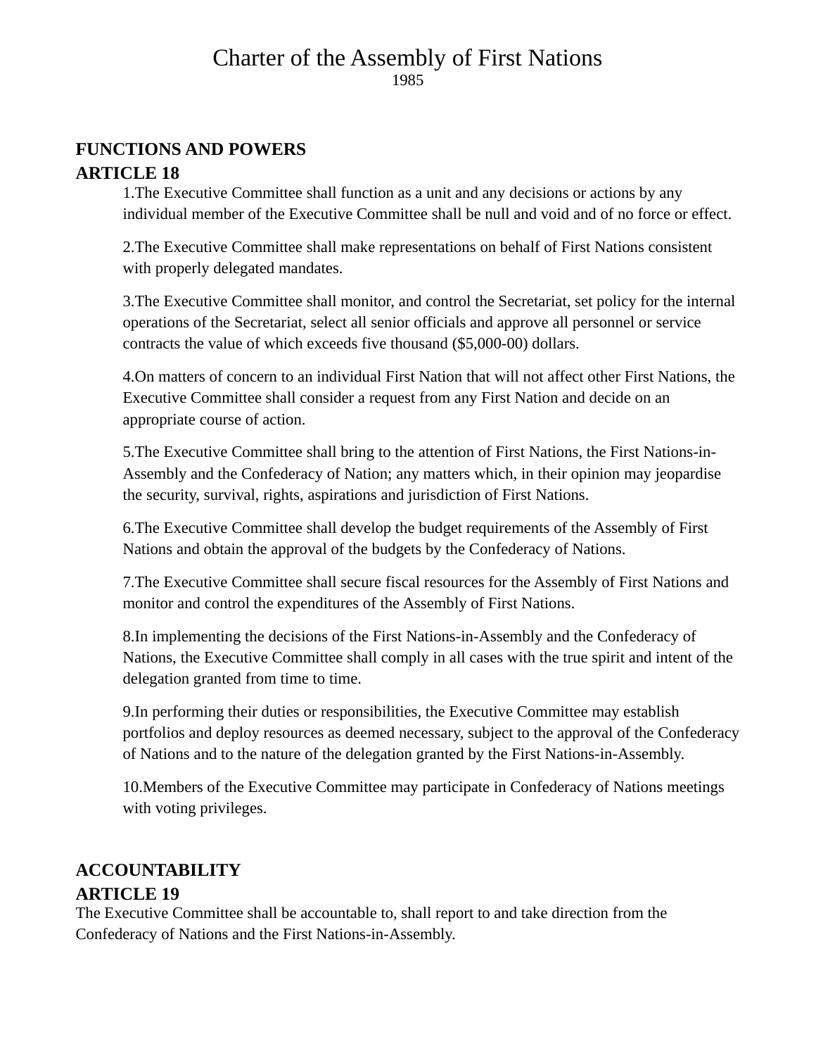# Charter of the Assembly of First Nations

1985

## FUNCTIONS AND POWERS

## ARTICLE 18

1.The Executive Committee shall function as a unit and any decisions or actions by any individual member of the Executive Committee shall be null and void and of no force or effect.

2.The Executive Committee shall make representations on behalf of First Nations consistent with properly delegated mandates.

3.The Executive Committee shall monitor, and control the Secretariat, set policy for the internal operations of the Secretariat, select all senior officials and approve all personnel or service contracts the value of which exceeds five thousand ($5,000-00) dollars.

4.On matters of concern to an individual First Nation that will not affect other First Nations, the Executive Committee shall consider a request from any First Nation and decide on an appropriate course of action.

5.The Executive Committee shall bring to the attention of First Nations, the First Nations-in-Assembly and the Confederacy of Nation; any matters which, in their opinion may jeopardise the security, survival, rights, aspirations and jurisdiction of First Nations.

6.The Executive Committee shall develop the budget requirements of the Assembly of First Nations and obtain the approval of the budgets by the Confederacy of Nations.

7.The Executive Committee shall secure fiscal resources for the Assembly of First Nations and monitor and control the expenditures of the Assembly of First Nations.

8.In implementing the decisions of the First Nations-in-Assembly and the Confederacy of Nations, the Executive Committee shall comply in all cases with the true spirit and intent of the delegation granted from time to time.

9.In performing their duties or responsibilities, the Executive Committee may establish portfolios and deploy resources as deemed necessary, subject to the approval of the Confederacy of Nations and to the nature of the delegation granted by the First Nations-in-Assembly.

10.Members of the Executive Committee may participate in Confederacy of Nations meetings with voting privileges.

## ACCOUNTABILITY

## ARTICLE 19

The Executive Committee shall be accountable to, shall report to and take direction from the Confederacy of Nations and the First Nations-in-Assembly.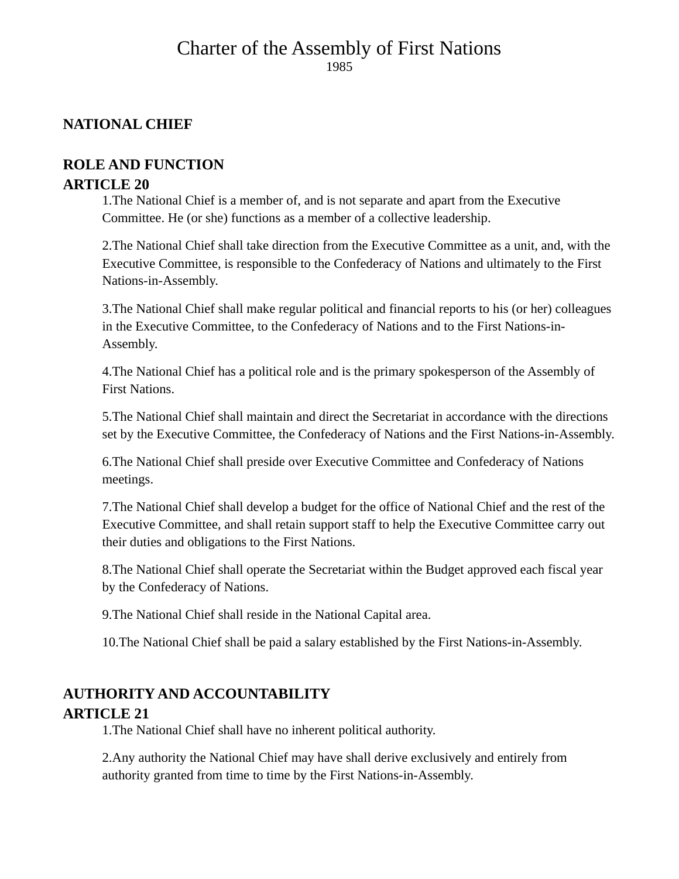# Charter of the Assembly of First Nations

1985

## NATIONAL CHIEF

### ROLE AND FUNCTION

### ARTICLE 20

1. The National Chief is a member of, and is not separate and apart from the Executive Committee. He (or she) functions as a member of a collective leadership.

2. The National Chief shall take direction from the Executive Committee as a unit, and, with the Executive Committee, is responsible to the Confederacy of Nations and ultimately to the First Nations-in-Assembly.

3. The National Chief shall make regular political and financial reports to his (or her) colleagues in the Executive Committee, to the Confederacy of Nations and to the First Nations-in-Assembly.

4. The National Chief has a political role and is the primary spokesperson of the Assembly of First Nations.

5. The National Chief shall maintain and direct the Secretariat in accordance with the directions set by the Executive Committee, the Confederacy of Nations and the First Nations-in-Assembly.

6. The National Chief shall preside over Executive Committee and Confederacy of Nations meetings.

7. The National Chief shall develop a budget for the office of National Chief and the rest of the Executive Committee, and shall retain support staff to help the Executive Committee carry out their duties and obligations to the First Nations.

8. The National Chief shall operate the Secretariat within the Budget approved each fiscal year by the Confederacy of Nations.

9. The National Chief shall reside in the National Capital area.

10. The National Chief shall be paid a salary established by the First Nations-in-Assembly.

### AUTHORITY AND ACCOUNTABILITY

### ARTICLE 21

1. The National Chief shall have no inherent political authority.

2. Any authority the National Chief may have shall derive exclusively and entirely from authority granted from time to time by the First Nations-in-Assembly.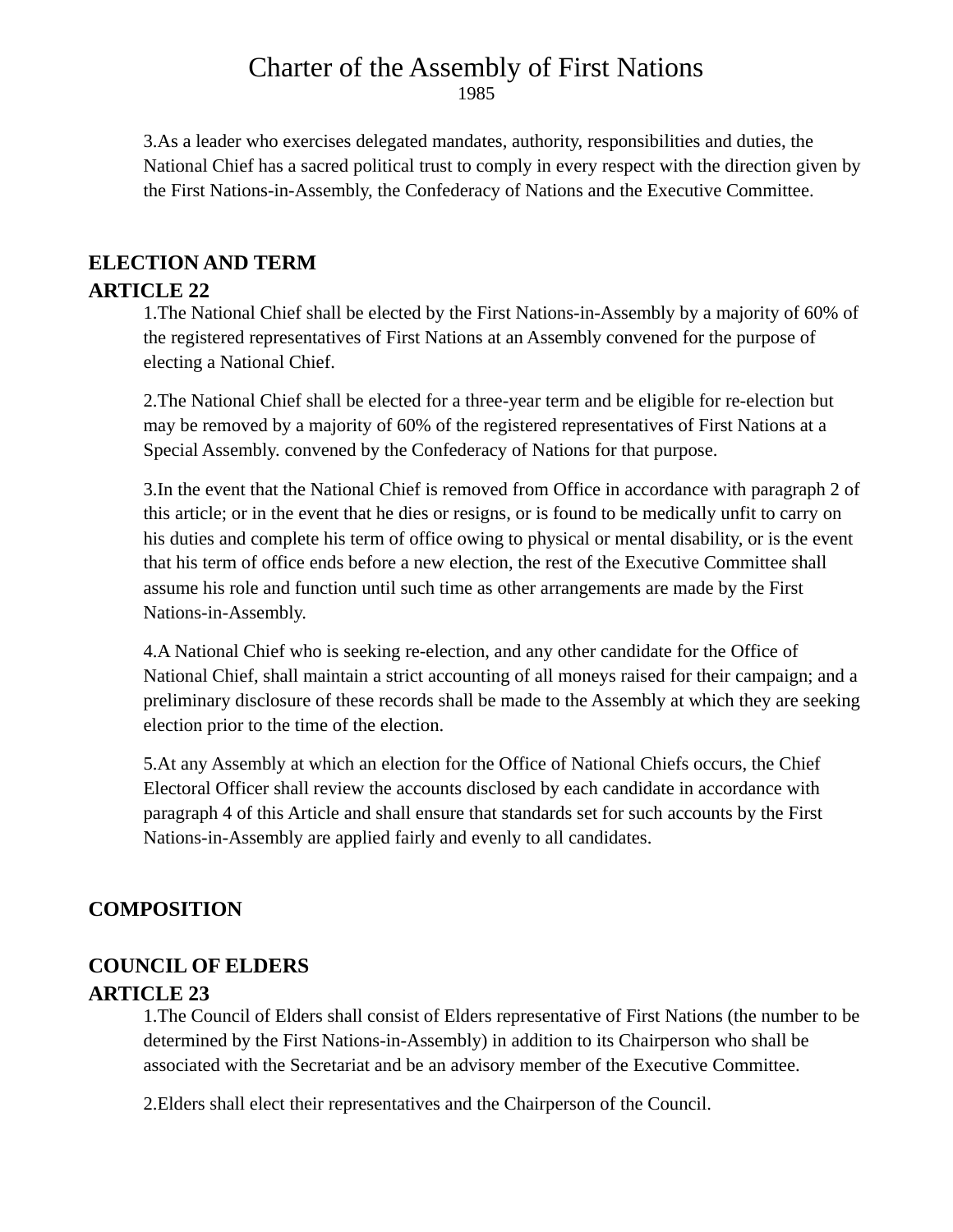3.As a leader who exercises delegated mandates, authority, responsibilities and duties, the National Chief has a sacred political trust to comply in every respect with the direction given by the First Nations-in-Assembly, the Confederacy of Nations and the Executive Committee.

## ELECTION AND TERM

### ARTICLE 22

1.The National Chief shall be elected by the First Nations-in-Assembly by a majority of 60% of the registered representatives of First Nations at an Assembly convened for the purpose of electing a National Chief.

2.The National Chief shall be elected for a three-year term and be eligible for re-election but may be removed by a majority of 60% of the registered representatives of First Nations at a Special Assembly. convened by the Confederacy of Nations for that purpose.

3.In the event that the National Chief is removed from Office in accordance with paragraph 2 of this article; or in the event that he dies or resigns, or is found to be medically unfit to carry on his duties and complete his term of office owing to physical or mental disability, or is the event that his term of office ends before a new election, the rest of the Executive Committee shall assume his role and function until such time as other arrangements are made by the First Nations-in-Assembly.

4.A National Chief who is seeking re-election, and any other candidate for the Office of National Chief, shall maintain a strict accounting of all moneys raised for their campaign; and a preliminary disclosure of these records shall be made to the Assembly at which they are seeking election prior to the time of the election.

5.At any Assembly at which an election for the Office of National Chiefs occurs, the Chief Electoral Officer shall review the accounts disclosed by each candidate in accordance with paragraph 4 of this Article and shall ensure that standards set for such accounts by the First Nations-in-Assembly are applied fairly and evenly to all candidates.

## COMPOSITION

## COUNCIL OF ELDERS

### ARTICLE 23

1.The Council of Elders shall consist of Elders representative of First Nations (the number to be determined by the First Nations-in-Assembly) in addition to its Chairperson who shall be associated with the Secretariat and be an advisory member of the Executive Committee.

2.Elders shall elect their representatives and the Chairperson of the Council.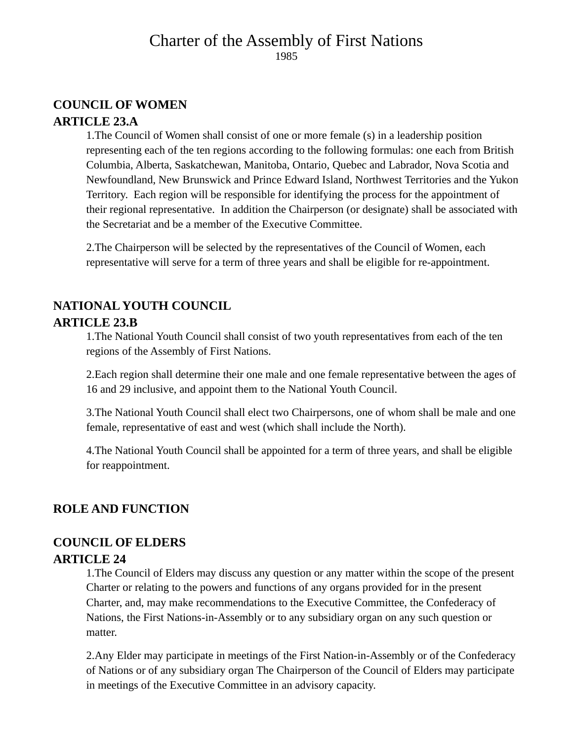# Charter of the Assembly of First Nations

1985

## COUNCIL OF WOMEN

### ARTICLE 23.A

1.The Council of Women shall consist of one or more female (s) in a leadership position representing each of the ten regions according to the following formulas: one each from British Columbia, Alberta, Saskatchewan, Manitoba, Ontario, Quebec and Labrador, Nova Scotia and Newfoundland, New Brunswick and Prince Edward Island, Northwest Territories and the Yukon Territory. Each region will be responsible for identifying the process for the appointment of their regional representative. In addition the Chairperson (or designate) shall be associated with the Secretariat and be a member of the Executive Committee.

2.The Chairperson will be selected by the representatives of the Council of Women, each representative will serve for a term of three years and shall be eligible for re-appointment.

## NATIONAL YOUTH COUNCIL

### ARTICLE 23.B

1.The National Youth Council shall consist of two youth representatives from each of the ten regions of the Assembly of First Nations.

2.Each region shall determine their one male and one female representative between the ages of 16 and 29 inclusive, and appoint them to the National Youth Council.

3.The National Youth Council shall elect two Chairpersons, one of whom shall be male and one female, representative of east and west (which shall include the North).

4.The National Youth Council shall be appointed for a term of three years, and shall be eligible for reappointment.

## ROLE AND FUNCTION

## COUNCIL OF ELDERS

### ARTICLE 24

1.The Council of Elders may discuss any question or any matter within the scope of the present Charter or relating to the powers and functions of any organs provided for in the present Charter, and, may make recommendations to the Executive Committee, the Confederacy of Nations, the First Nations-in-Assembly or to any subsidiary organ on any such question or matter.

2.Any Elder may participate in meetings of the First Nation-in-Assembly or of the Confederacy of Nations or of any subsidiary organ The Chairperson of the Council of Elders may participate in meetings of the Executive Committee in an advisory capacity.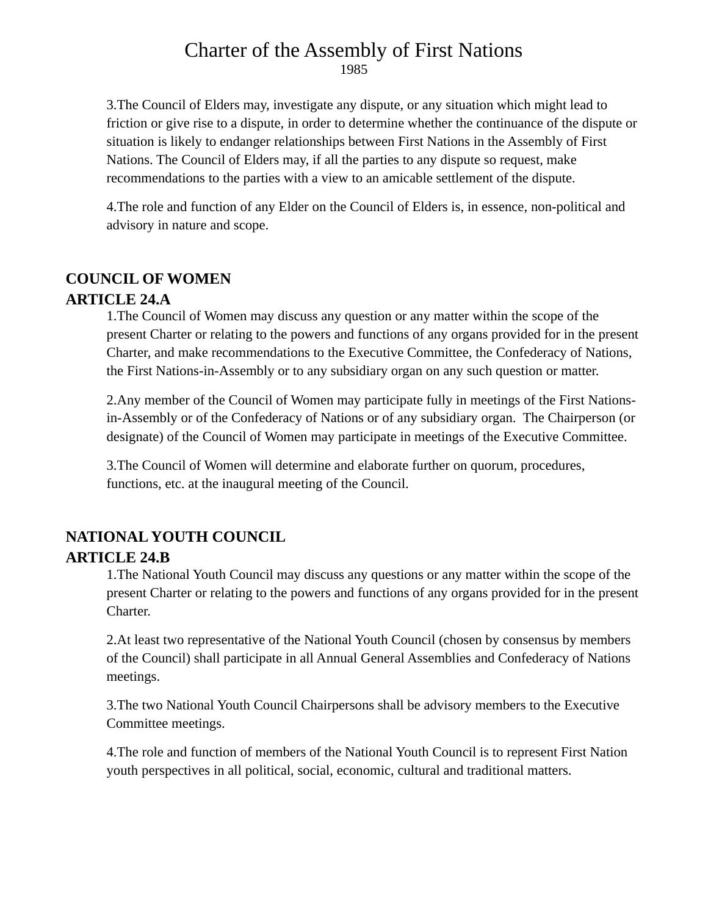3.The Council of Elders may, investigate any dispute, or any situation which might lead to friction or give rise to a dispute, in order to determine whether the continuance of the dispute or situation is likely to endanger relationships between First Nations in the Assembly of First Nations. The Council of Elders may, if all the parties to any dispute so request, make recommendations to the parties with a view to an amicable settlement of the dispute.

4.The role and function of any Elder on the Council of Elders is, in essence, non-political and advisory in nature and scope.

## COUNCIL OF WOMEN

## ARTICLE 24.A

1.The Council of Women may discuss any question or any matter within the scope of the present Charter or relating to the powers and functions of any organs provided for in the present Charter, and make recommendations to the Executive Committee, the Confederacy of Nations, the First Nations-in-Assembly or to any subsidiary organ on any such question or matter.

2.Any member of the Council of Women may participate fully in meetings of the First Nations-in-Assembly or of the Confederacy of Nations or of any subsidiary organ. The Chairperson (or designate) of the Council of Women may participate in meetings of the Executive Committee.

3.The Council of Women will determine and elaborate further on quorum, procedures, functions, etc. at the inaugural meeting of the Council.

## NATIONAL YOUTH COUNCIL

## ARTICLE 24.B

1.The National Youth Council may discuss any questions or any matter within the scope of the present Charter or relating to the powers and functions of any organs provided for in the present Charter.

2.At least two representative of the National Youth Council (chosen by consensus by members of the Council) shall participate in all Annual General Assemblies and Confederacy of Nations meetings.

3.The two National Youth Council Chairpersons shall be advisory members to the Executive Committee meetings.

4.The role and function of members of the National Youth Council is to represent First Nation youth perspectives in all political, social, economic, cultural and traditional matters.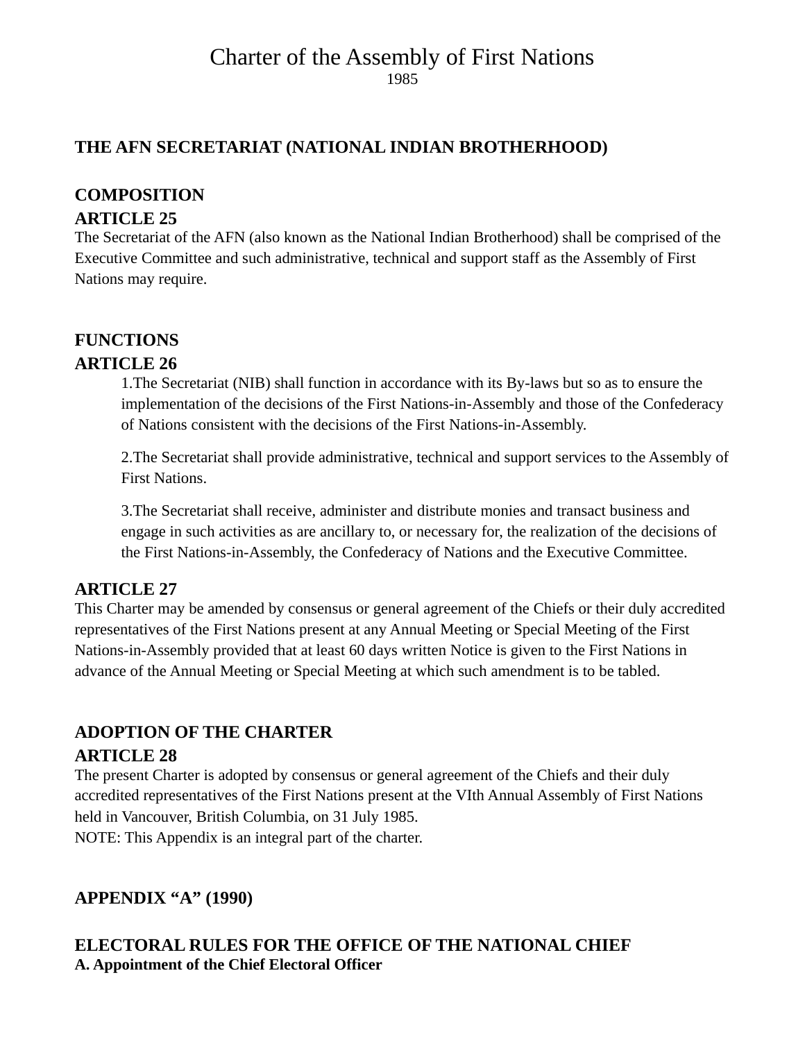# Charter of the Assembly of First Nations

1985

## THE AFN SECRETARIAT (NATIONAL INDIAN BROTHERHOOD)

### COMPOSITION

### ARTICLE 25

The Secretariat of the AFN (also known as the National Indian Brotherhood) shall be comprised of the Executive Committee and such administrative, technical and support staff as the Assembly of First Nations may require.

### FUNCTIONS

### ARTICLE 26

1.The Secretariat (NIB) shall function in accordance with its By-laws but so as to ensure the implementation of the decisions of the First Nations-in-Assembly and those of the Confederacy of Nations consistent with the decisions of the First Nations-in-Assembly.

2.The Secretariat shall provide administrative, technical and support services to the Assembly of First Nations.

3.The Secretariat shall receive, administer and distribute monies and transact business and engage in such activities as are ancillary to, or necessary for, the realization of the decisions of the First Nations-in-Assembly, the Confederacy of Nations and the Executive Committee.

### ARTICLE 27

This Charter may be amended by consensus or general agreement of the Chiefs or their duly accredited representatives of the First Nations present at any Annual Meeting or Special Meeting of the First Nations-in-Assembly provided that at least 60 days written Notice is given to the First Nations in advance of the Annual Meeting or Special Meeting at which such amendment is to be tabled.

### ADOPTION OF THE CHARTER

### ARTICLE 28

The present Charter is adopted by consensus or general agreement of the Chiefs and their duly accredited representatives of the First Nations present at the VIth Annual Assembly of First Nations held in Vancouver, British Columbia, on 31 July 1985.
NOTE: This Appendix is an integral part of the charter.

## APPENDIX "A" (1990)

## ELECTORAL RULES FOR THE OFFICE OF THE NATIONAL CHIEF

**A. Appointment of the Chief Electoral Officer**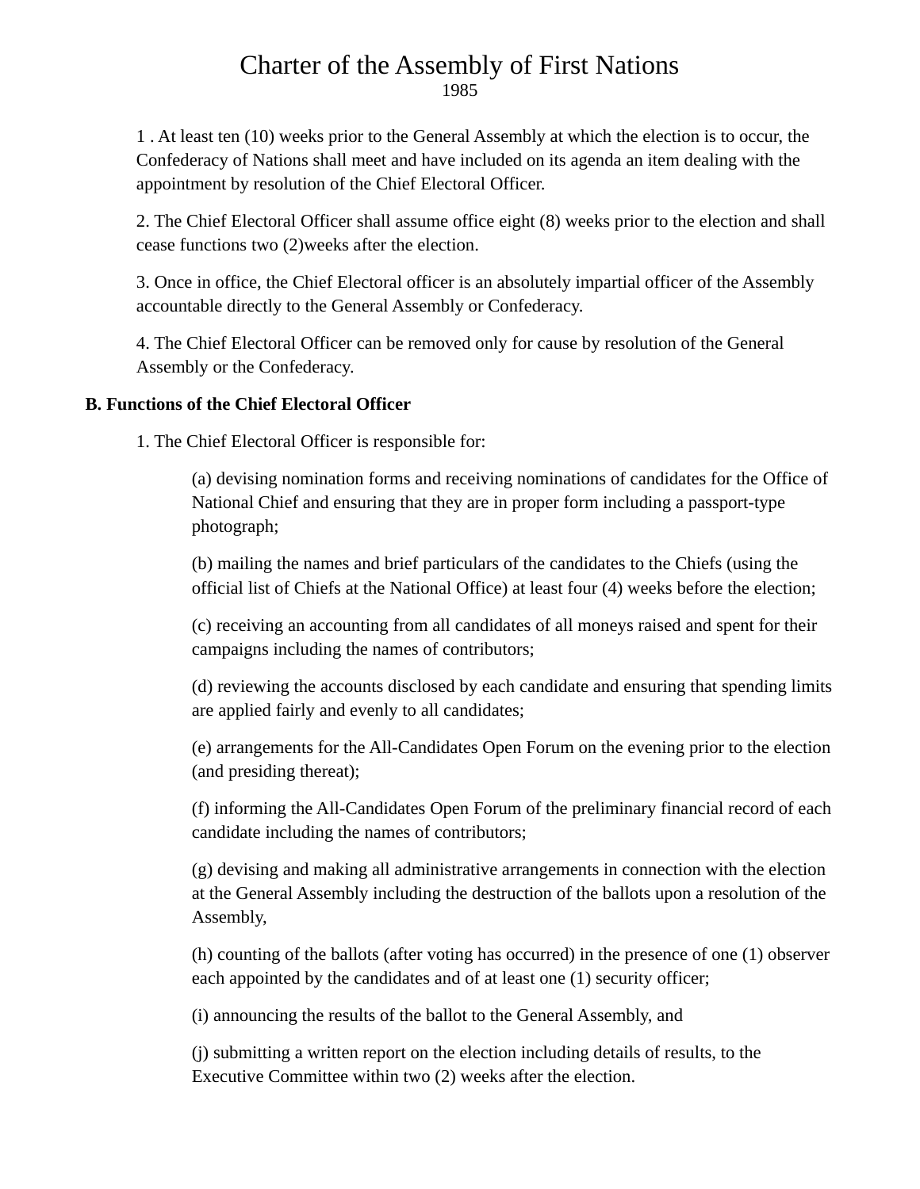# Charter of the Assembly of First Nations

1985

1 . At least ten (10) weeks prior to the General Assembly at which the election is to occur, the Confederacy of Nations shall meet and have included on its agenda an item dealing with the appointment by resolution of the Chief Electoral Officer.

2. The Chief Electoral Officer shall assume office eight (8) weeks prior to the election and shall cease functions two (2)weeks after the election.

3. Once in office, the Chief Electoral officer is an absolutely impartial officer of the Assembly accountable directly to the General Assembly or Confederacy.

4. The Chief Electoral Officer can be removed only for cause by resolution of the General Assembly or the Confederacy.

**B. Functions of the Chief Electoral Officer**

1. The Chief Electoral Officer is responsible for:

   (a) devising nomination forms and receiving nominations of candidates for the Office of National Chief and ensuring that they are in proper form including a passport-type photograph;

   (b) mailing the names and brief particulars of the candidates to the Chiefs (using the official list of Chiefs at the National Office) at least four (4) weeks before the election;

   (c) receiving an accounting from all candidates of all moneys raised and spent for their campaigns including the names of contributors;

   (d) reviewing the accounts disclosed by each candidate and ensuring that spending limits are applied fairly and evenly to all candidates;

   (e) arrangements for the All-Candidates Open Forum on the evening prior to the election (and presiding thereat);

   (f) informing the All-Candidates Open Forum of the preliminary financial record of each candidate including the names of contributors;

   (g) devising and making all administrative arrangements in connection with the election at the General Assembly including the destruction of the ballots upon a resolution of the Assembly,

   (h) counting of the ballots (after voting has occurred) in the presence of one (1) observer each appointed by the candidates and of at least one (1) security officer;

   (i) announcing the results of the ballot to the General Assembly, and

   (j) submitting a written report on the election including details of results, to the Executive Committee within two (2) weeks after the election.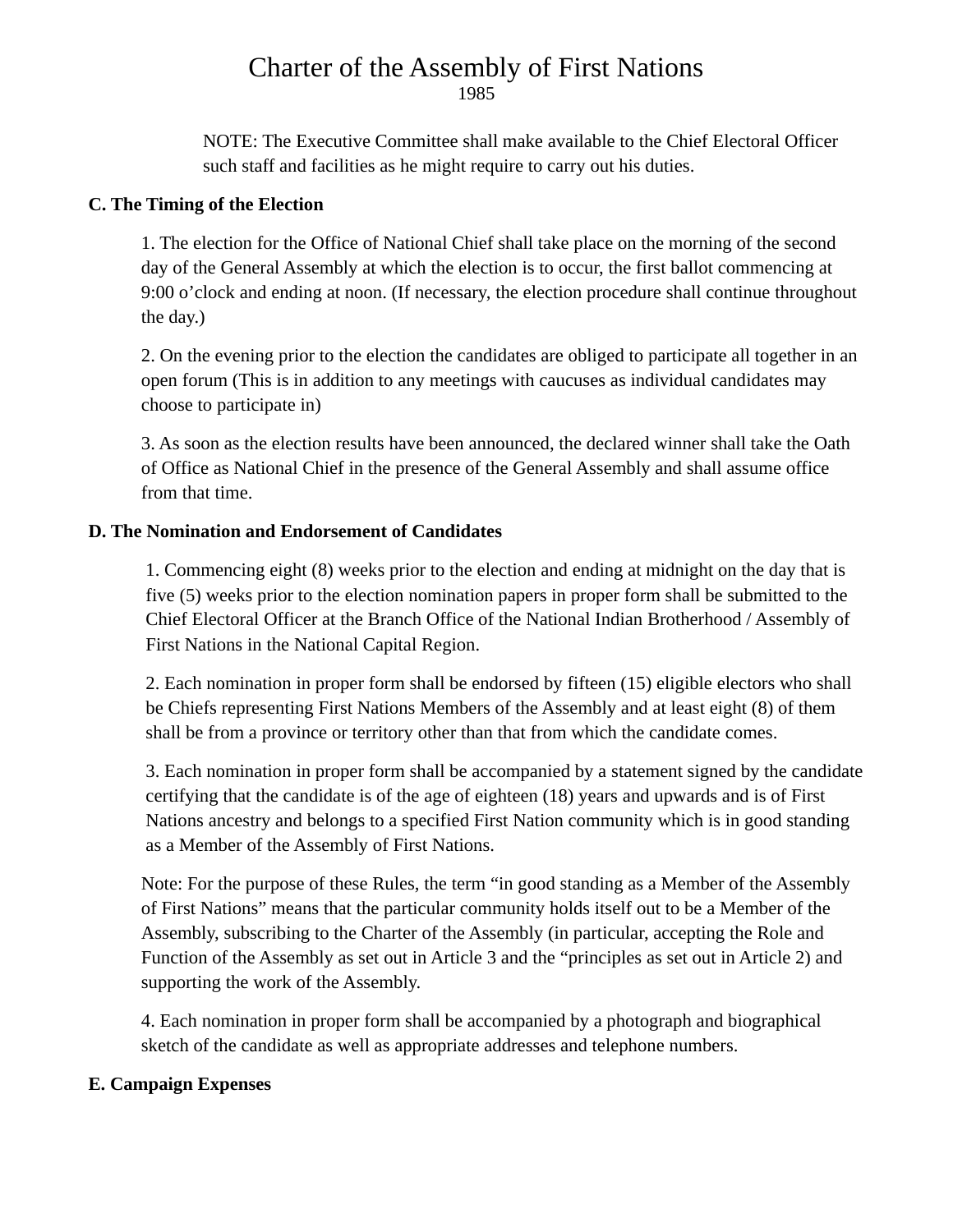NOTE: The Executive Committee shall make available to the Chief Electoral Officer such staff and facilities as he might require to carry out his duties.

**C. The Timing of the Election**

1. The election for the Office of National Chief shall take place on the morning of the second day of the General Assembly at which the election is to occur, the first ballot commencing at 9:00 o'clock and ending at noon. (If necessary, the election procedure shall continue throughout the day.)

2. On the evening prior to the election the candidates are obliged to participate all together in an open forum (This is in addition to any meetings with caucuses as individual candidates may choose to participate in)

3. As soon as the election results have been announced, the declared winner shall take the Oath of Office as National Chief in the presence of the General Assembly and shall assume office from that time.

**D. The Nomination and Endorsement of Candidates**

1. Commencing eight (8) weeks prior to the election and ending at midnight on the day that is five (5) weeks prior to the election nomination papers in proper form shall be submitted to the Chief Electoral Officer at the Branch Office of the National Indian Brotherhood / Assembly of First Nations in the National Capital Region.

2. Each nomination in proper form shall be endorsed by fifteen (15) eligible electors who shall be Chiefs representing First Nations Members of the Assembly and at least eight (8) of them shall be from a province or territory other than that from which the candidate comes.

3. Each nomination in proper form shall be accompanied by a statement signed by the candidate certifying that the candidate is of the age of eighteen (18) years and upwards and is of First Nations ancestry and belongs to a specified First Nation community which is in good standing as a Member of the Assembly of First Nations.

Note: For the purpose of these Rules, the term "in good standing as a Member of the Assembly of First Nations" means that the particular community holds itself out to be a Member of the Assembly, subscribing to the Charter of the Assembly (in particular, accepting the Role and Function of the Assembly as set out in Article 3 and the "principles as set out in Article 2) and supporting the work of the Assembly.

4. Each nomination in proper form shall be accompanied by a photograph and biographical sketch of the candidate as well as appropriate addresses and telephone numbers.

**E. Campaign Expenses**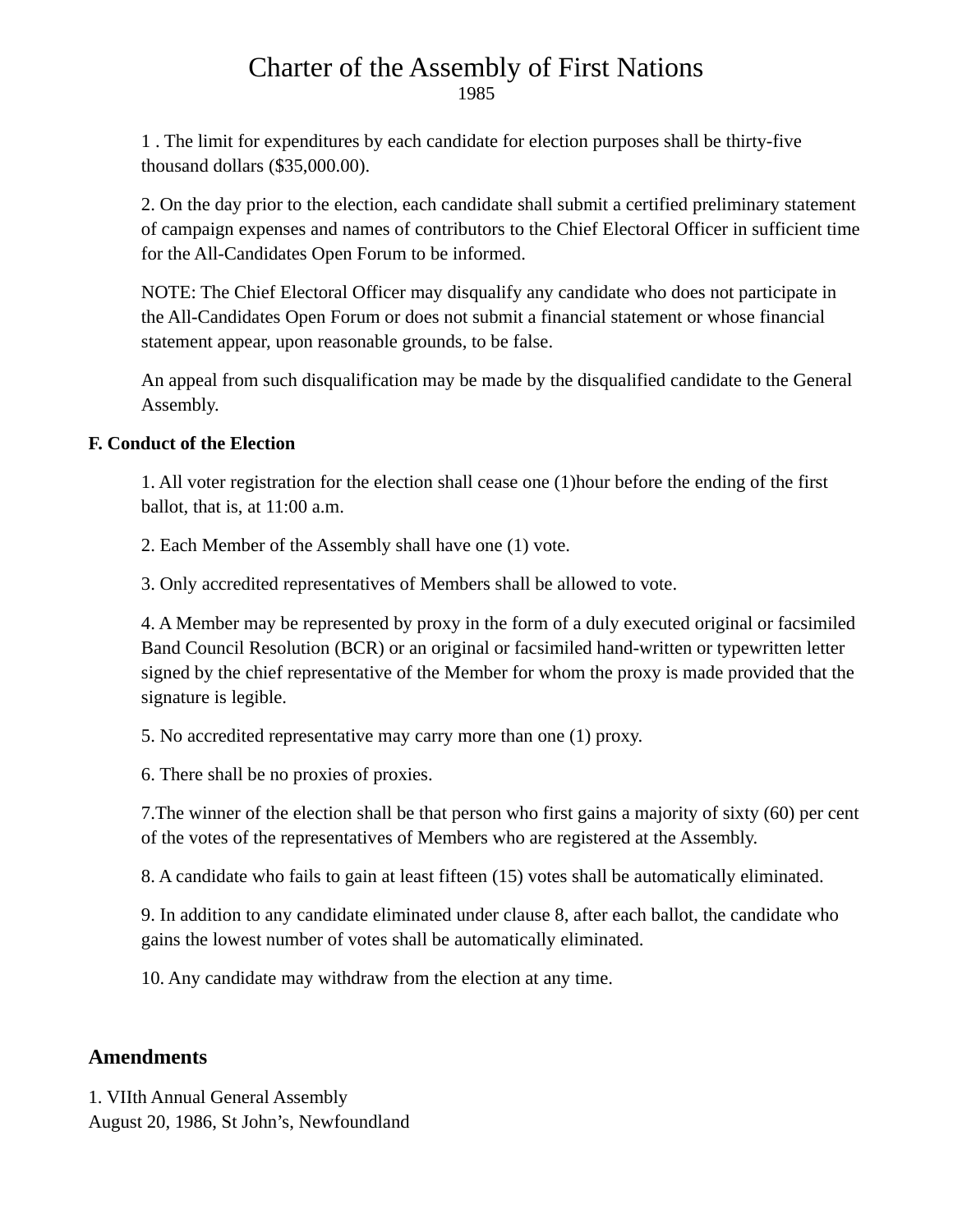1 . The limit for expenditures by each candidate for election purposes shall be thirty-five thousand dollars ($35,000.00).

2. On the day prior to the election, each candidate shall submit a certified preliminary statement of campaign expenses and names of contributors to the Chief Electoral Officer in sufficient time for the All-Candidates Open Forum to be informed.

NOTE: The Chief Electoral Officer may disqualify any candidate who does not participate in the All-Candidates Open Forum or does not submit a financial statement or whose financial statement appear, upon reasonable grounds, to be false.

An appeal from such disqualification may be made by the disqualified candidate to the General Assembly.

**F. Conduct of the Election**

1. All voter registration for the election shall cease one (1)hour before the ending of the first ballot, that is, at 11:00 a.m.

2. Each Member of the Assembly shall have one (1) vote.

3. Only accredited representatives of Members shall be allowed to vote.

4. A Member may be represented by proxy in the form of a duly executed original or facsimiled Band Council Resolution (BCR) or an original or facsimiled hand-written or typewritten letter signed by the chief representative of the Member for whom the proxy is made provided that the signature is legible.

5. No accredited representative may carry more than one (1) proxy.

6. There shall be no proxies of proxies.

7.The winner of the election shall be that person who first gains a majority of sixty (60) per cent of the votes of the representatives of Members who are registered at the Assembly.

8. A candidate who fails to gain at least fifteen (15) votes shall be automatically eliminated.

9. In addition to any candidate eliminated under clause 8, after each ballot, the candidate who gains the lowest number of votes shall be automatically eliminated.

10. Any candidate may withdraw from the election at any time.

## Amendments

1. VIIth Annual General Assembly
August 20, 1986, St John's, Newfoundland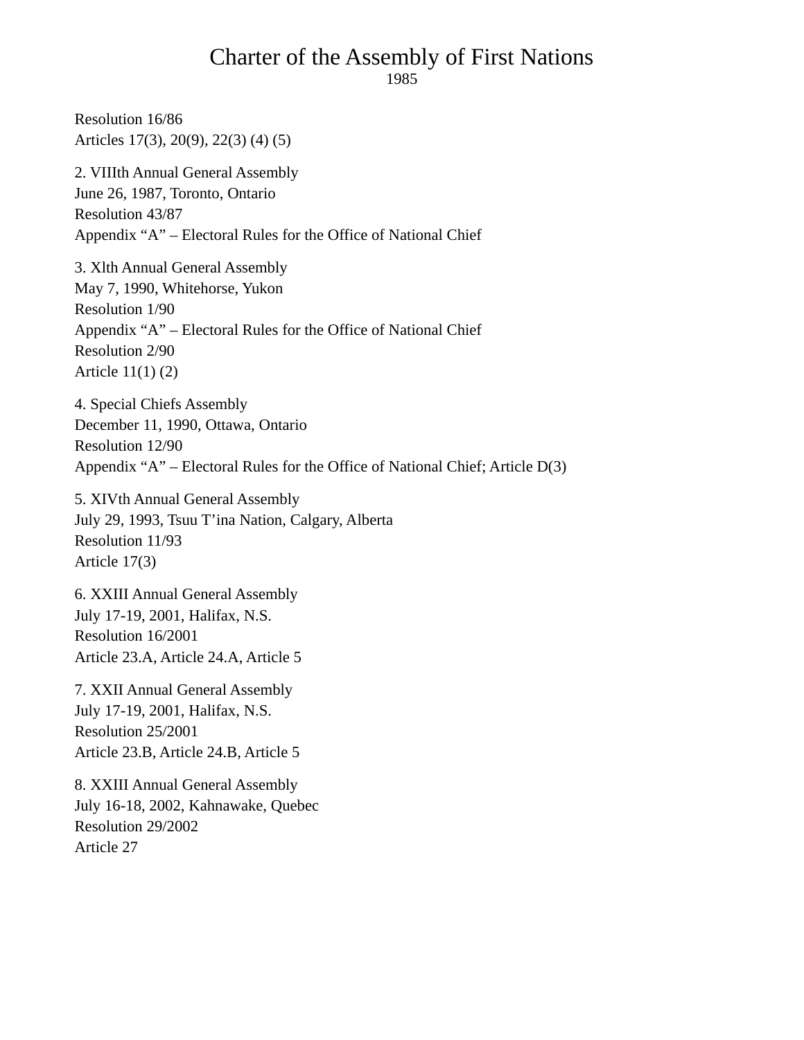Resolution 16/86
Articles 17(3), 20(9), 22(3) (4) (5)

2. VIIIth Annual General Assembly
June 26, 1987, Toronto, Ontario
Resolution 43/87
Appendix "A" – Electoral Rules for the Office of National Chief

3. Xlth Annual General Assembly
May 7, 1990, Whitehorse, Yukon
Resolution 1/90
Appendix "A" – Electoral Rules for the Office of National Chief
Resolution 2/90
Article 11(1) (2)

4. Special Chiefs Assembly
December 11, 1990, Ottawa, Ontario
Resolution 12/90
Appendix "A" – Electoral Rules for the Office of National Chief; Article D(3)

5. XIVth Annual General Assembly
July 29, 1993, Tsuu T'ina Nation, Calgary, Alberta
Resolution 11/93
Article 17(3)

6. XXIII Annual General Assembly
July 17-19, 2001, Halifax, N.S.
Resolution 16/2001
Article 23.A, Article 24.A, Article 5

7. XXII Annual General Assembly
July 17-19, 2001, Halifax, N.S.
Resolution 25/2001
Article 23.B, Article 24.B, Article 5

8. XXIII Annual General Assembly
July 16-18, 2002, Kahnawake, Quebec
Resolution 29/2002
Article 27